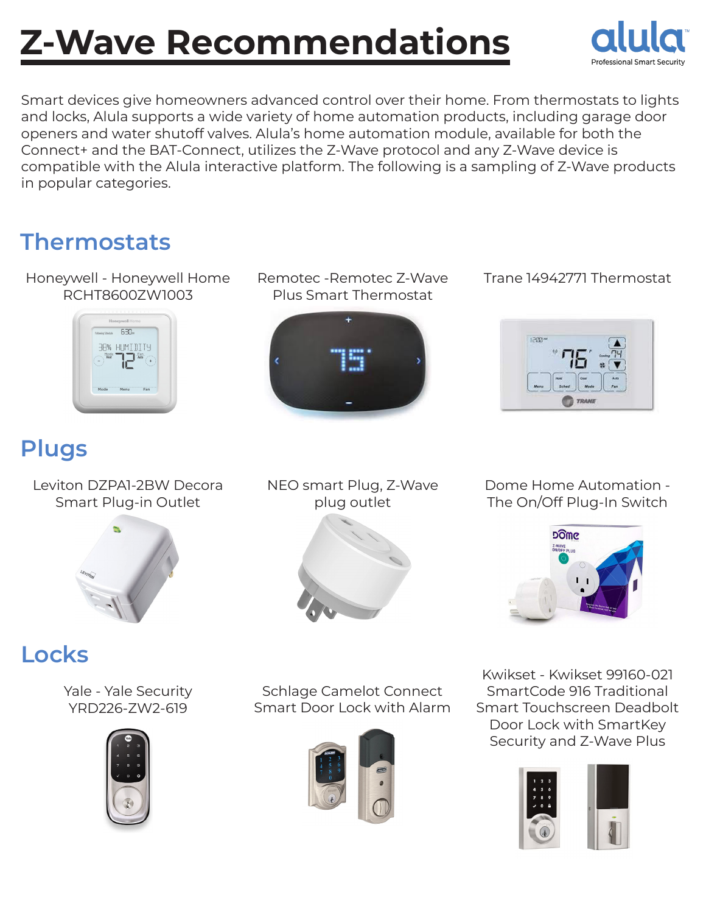# Z-Wave Recommendations

alula
Professional Smart Security

Smart devices give homeowners advanced control over their home. From thermostats to lights and locks, Alula supports a wide variety of home automation products, including garage door openers and water shutoff valves. Alula's home automation module, available for both the Connect+ and the BAT-Connect, utilizes the Z-Wave protocol and any Z-Wave device is compatible with the Alula interactive platform. The following is a sampling of Z-Wave products in popular categories.

## Thermostats

Honeywell - Honeywell Home RCHT8600ZW1003

Remotec -Remotec Z-Wave Plus Smart Thermostat

Trane 14942771 Thermostat

## Plugs

Leviton DZPA1-2BW Decora Smart Plug-in Outlet

NEO smart Plug, Z-Wave plug outlet

Dome Home Automation - The On/Off Plug-In Switch

## Locks

Yale - Yale Security YRD226-ZW2-619

Schlage Camelot Connect Smart Door Lock with Alarm

Kwikset - Kwikset 99160-021 SmartCode 916 Traditional Smart Touchscreen Deadbolt Door Lock with SmartKey Security and Z-Wave Plus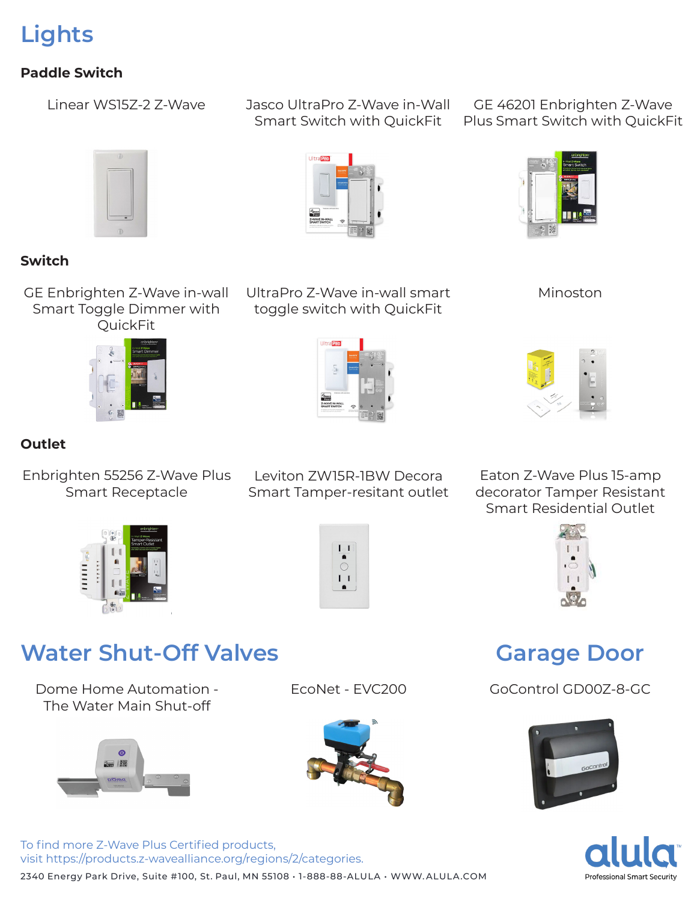# Lights

### Paddle Switch

Linear WS15Z-2 Z-Wave

Jasco UltraPro Z-Wave in-Wall Smart Switch with QuickFit

GE 46201 Enbrighten Z-Wave Plus Smart Switch with QuickFit

### Switch

GE Enbrighten Z-Wave in-wall Smart Toggle Dimmer with QuickFit

UltraPro Z-Wave in-wall smart toggle switch with QuickFit

Minoston

### Outlet

Enbrighten 55256 Z-Wave Plus Smart Receptacle

Leviton ZW15R-1BW Decora Smart Tamper-resitant outlet

Eaton Z-Wave Plus 15-amp decorator Tamper Resistant Smart Residential Outlet

# Water Shut-Off Valves

Dome Home Automation - The Water Main Shut-off

EcoNet - EVC200

# Garage Door

GoControl GD00Z-8-GC

To find more Z-Wave Plus Certified products, visit https://products.z-wavealliance.org/regions/2/categories.

2340 Energy Park Drive, Suite #100, St. Paul, MN 55108 · 1-888-88-ALULA · WWW.ALULA.COM

alula Professional Smart Security